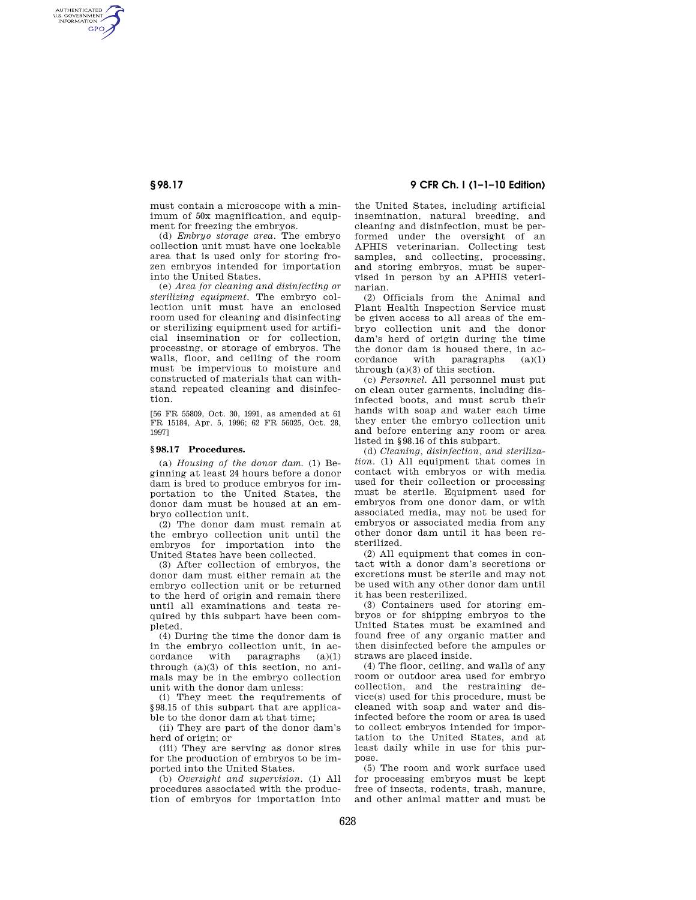must contain a microscope with a minimum of 50x magnification, and equipment for freezing the embryos.

(d) *Embryo storage area.* The embryo collection unit must have one lockable area that is used only for storing frozen embryos intended for importation into the United States.

(e) *Area for cleaning and disinfecting or sterilizing equipment.* The embryo collection unit must have an enclosed room used for cleaning and disinfecting or sterilizing equipment used for artificial insemination or for collection, processing, or storage of embryos. The walls, floor, and ceiling of the room must be impervious to moisture and constructed of materials that can withstand repeated cleaning and disinfection.

[56 FR 55809, Oct. 30, 1991, as amended at 61 FR 15184, Apr. 5, 1996; 62 FR 56025, Oct. 28, 1997]

### § 98.17 Procedures.

(a) *Housing of the donor dam.* (1) Beginning at least 24 hours before a donor dam is bred to produce embryos for importation to the United States, the donor dam must be housed at an embryo collection unit.

(2) The donor dam must remain at the embryo collection unit until the embryos for importation into the United States have been collected.

(3) After collection of embryos, the donor dam must either remain at the embryo collection unit or be returned to the herd of origin and remain there until all examinations and tests required by this subpart have been completed.

(4) During the time the donor dam is in the embryo collection unit, in accordance with paragraphs (a)(1) through (a)(3) of this section, no animals may be in the embryo collection unit with the donor dam unless:

(i) They meet the requirements of §98.15 of this subpart that are applicable to the donor dam at that time;

(ii) They are part of the donor dam's herd of origin; or

(iii) They are serving as donor sires for the production of embryos to be imported into the United States.

(b) *Oversight and supervision.* (1) All procedures associated with the production of embryos for importation into the United States, including artificial insemination, natural breeding, and cleaning and disinfection, must be performed under the oversight of an APHIS veterinarian. Collecting test samples, and collecting, processing, and storing embryos, must be supervised in person by an APHIS veterinarian.

(2) Officials from the Animal and Plant Health Inspection Service must be given access to all areas of the embryo collection unit and the donor dam's herd of origin during the time the donor dam is housed there, in accordance with paragraphs (a)(1) through (a)(3) of this section.

(c) *Personnel.* All personnel must put on clean outer garments, including disinfected boots, and must scrub their hands with soap and water each time they enter the embryo collection unit and before entering any room or area listed in §98.16 of this subpart.

(d) *Cleaning, disinfection, and sterilization.* (1) All equipment that comes in contact with embryos or with media used for their collection or processing must be sterile. Equipment used for embryos from one donor dam, or with associated media, may not be used for embryos or associated media from any other donor dam until it has been resterilized.

(2) All equipment that comes in contact with a donor dam's secretions or excretions must be sterile and may not be used with any other donor dam until it has been resterilized.

(3) Containers used for storing embryos or for shipping embryos to the United States must be examined and found free of any organic matter and then disinfected before the ampules or straws are placed inside.

(4) The floor, ceiling, and walls of any room or outdoor area used for embryo collection, and the restraining device(s) used for this procedure, must be cleaned with soap and water and disinfected before the room or area is used to collect embryos intended for importation to the United States, and at least daily while in use for this purpose.

(5) The room and work surface used for processing embryos must be kept free of insects, rodents, trash, manure, and other animal matter and must be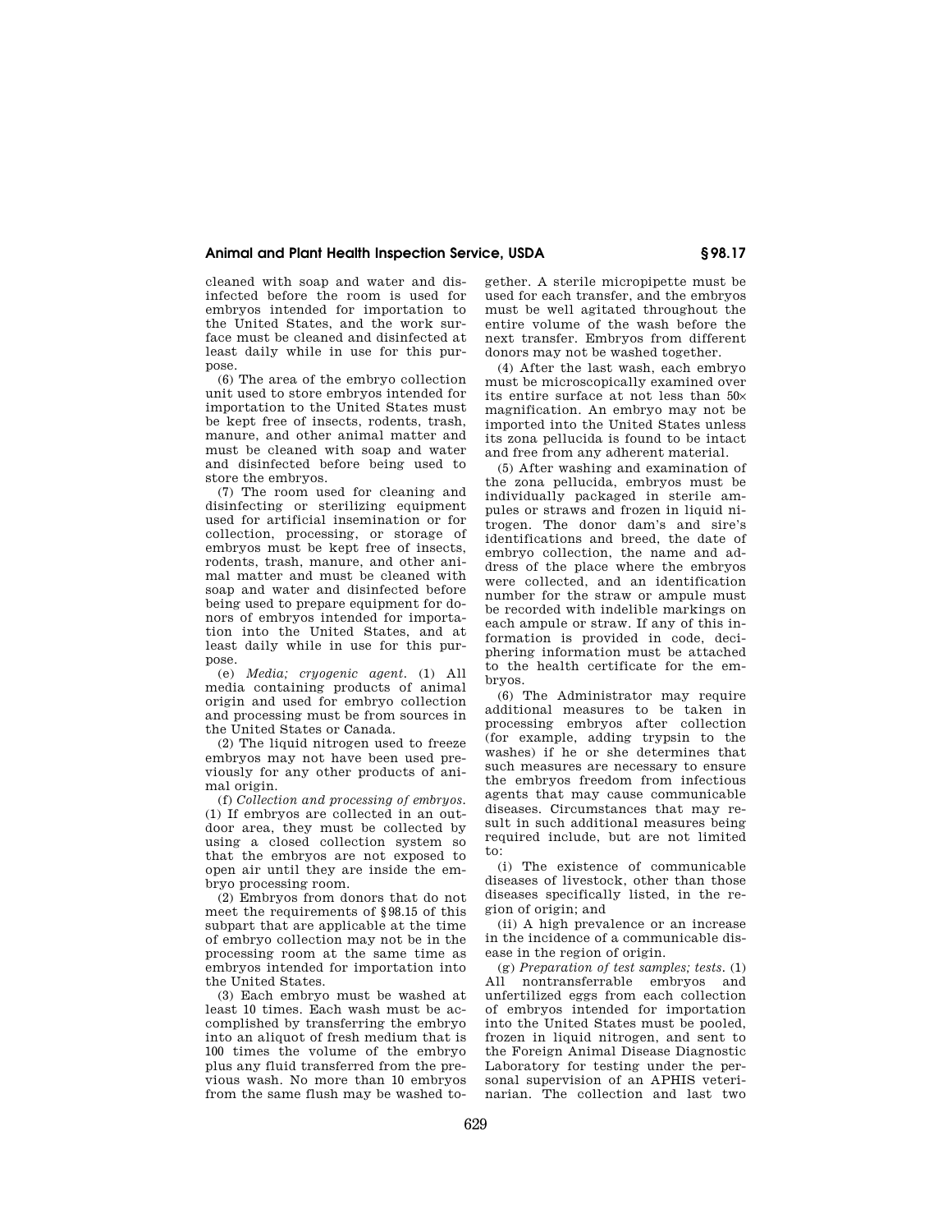cleaned with soap and water and disinfected before the room is used for embryos intended for importation to the United States, and the work surface must be cleaned and disinfected at least daily while in use for this purpose.

(6) The area of the embryo collection unit used to store embryos intended for importation to the United States must be kept free of insects, rodents, trash, manure, and other animal matter and must be cleaned with soap and water and disinfected before being used to store the embryos.

(7) The room used for cleaning and disinfecting or sterilizing equipment used for artificial insemination or for collection, processing, or storage of embryos must be kept free of insects, rodents, trash, manure, and other animal matter and must be cleaned with soap and water and disinfected before being used to prepare equipment for donors of embryos intended for importation into the United States, and at least daily while in use for this purpose.

(e) *Media; cryogenic agent.* (1) All media containing products of animal origin and used for embryo collection and processing must be from sources in the United States or Canada.

(2) The liquid nitrogen used to freeze embryos may not have been used previously for any other products of animal origin.

(f) *Collection and processing of embryos.* (1) If embryos are collected in an outdoor area, they must be collected by using a closed collection system so that the embryos are not exposed to open air until they are inside the embryo processing room.

(2) Embryos from donors that do not meet the requirements of §98.15 of this subpart that are applicable at the time of embryo collection may not be in the processing room at the same time as embryos intended for importation into the United States.

(3) Each embryo must be washed at least 10 times. Each wash must be accomplished by transferring the embryo into an aliquot of fresh medium that is 100 times the volume of the embryo plus any fluid transferred from the previous wash. No more than 10 embryos from the same flush may be washed together. A sterile micropipette must be used for each transfer, and the embryos must be well agitated throughout the entire volume of the wash before the next transfer. Embryos from different donors may not be washed together.

(4) After the last wash, each embryo must be microscopically examined over its entire surface at not less than 50× magnification. An embryo may not be imported into the United States unless its zona pellucida is found to be intact and free from any adherent material.

(5) After washing and examination of the zona pellucida, embryos must be individually packaged in sterile ampules or straws and frozen in liquid nitrogen. The donor dam's and sire's identifications and breed, the date of embryo collection, the name and address of the place where the embryos were collected, and an identification number for the straw or ampule must be recorded with indelible markings on each ampule or straw. If any of this information is provided in code, deciphering information must be attached to the health certificate for the embryos.

(6) The Administrator may require additional measures to be taken in processing embryos after collection (for example, adding trypsin to the washes) if he or she determines that such measures are necessary to ensure the embryos freedom from infectious agents that may cause communicable diseases. Circumstances that may result in such additional measures being required include, but are not limited to:

(i) The existence of communicable diseases of livestock, other than those diseases specifically listed, in the region of origin; and

(ii) A high prevalence or an increase in the incidence of a communicable disease in the region of origin.

(g) *Preparation of test samples; tests.* (1) All nontransferrable embryos and unfertilized eggs from each collection of embryos intended for importation into the United States must be pooled, frozen in liquid nitrogen, and sent to the Foreign Animal Disease Diagnostic Laboratory for testing under the personal supervision of an APHIS veterinarian. The collection and last two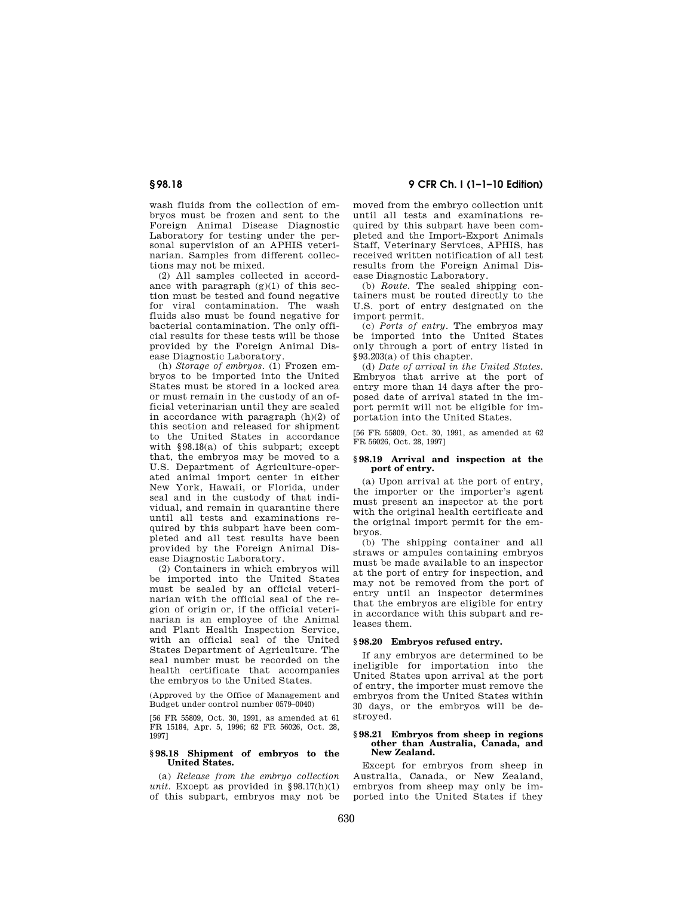wash fluids from the collection of embryos must be frozen and sent to the Foreign Animal Disease Diagnostic Laboratory for testing under the personal supervision of an APHIS veterinarian. Samples from different collections may not be mixed.

(2) All samples collected in accordance with paragraph (g)(1) of this section must be tested and found negative for viral contamination. The wash fluids also must be found negative for bacterial contamination. The only official results for these tests will be those provided by the Foreign Animal Disease Diagnostic Laboratory.

(h) *Storage of embryos.* (1) Frozen embryos to be imported into the United States must be stored in a locked area or must remain in the custody of an official veterinarian until they are sealed in accordance with paragraph (h)(2) of this section and released for shipment to the United States in accordance with §98.18(a) of this subpart; except that, the embryos may be moved to a U.S. Department of Agriculture-operated animal import center in either New York, Hawaii, or Florida, under seal and in the custody of that individual, and remain in quarantine there until all tests and examinations required by this subpart have been completed and all test results have been provided by the Foreign Animal Disease Diagnostic Laboratory.

(2) Containers in which embryos will be imported into the United States must be sealed by an official veterinarian with the official seal of the region of origin or, if the official veterinarian is an employee of the Animal and Plant Health Inspection Service, with an official seal of the United States Department of Agriculture. The seal number must be recorded on the health certificate that accompanies the embryos to the United States.

(Approved by the Office of Management and Budget under control number 0579–0040)

[56 FR 55809, Oct. 30, 1991, as amended at 61 FR 15184, Apr. 5, 1996; 62 FR 56026, Oct. 28, 1997]

### §98.18 Shipment of embryos to the United States.

(a) *Release from the embryo collection unit.* Except as provided in §98.17(h)(1) of this subpart, embryos may not be moved from the embryo collection unit until all tests and examinations required by this subpart have been completed and the Import-Export Animals Staff, Veterinary Services, APHIS, has received written notification of all test results from the Foreign Animal Disease Diagnostic Laboratory.

(b) *Route.* The sealed shipping containers must be routed directly to the U.S. port of entry designated on the import permit.

(c) *Ports of entry.* The embryos may be imported into the United States only through a port of entry listed in §93.203(a) of this chapter.

(d) *Date of arrival in the United States.* Embryos that arrive at the port of entry more than 14 days after the proposed date of arrival stated in the import permit will not be eligible for importation into the United States.

[56 FR 55809, Oct. 30, 1991, as amended at 62 FR 56026, Oct. 28, 1997]

### §98.19 Arrival and inspection at the port of entry.

(a) Upon arrival at the port of entry, the importer or the importer's agent must present an inspector at the port with the original health certificate and the original import permit for the embryos.

(b) The shipping container and all straws or ampules containing embryos must be made available to an inspector at the port of entry for inspection, and may not be removed from the port of entry until an inspector determines that the embryos are eligible for entry in accordance with this subpart and releases them.

### §98.20 Embryos refused entry.

If any embryos are determined to be ineligible for importation into the United States upon arrival at the port of entry, the importer must remove the embryos from the United States within 30 days, or the embryos will be destroyed.

### §98.21 Embryos from sheep in regions other than Australia, Canada, and New Zealand.

Except for embryos from sheep in Australia, Canada, or New Zealand, embryos from sheep may only be imported into the United States if they